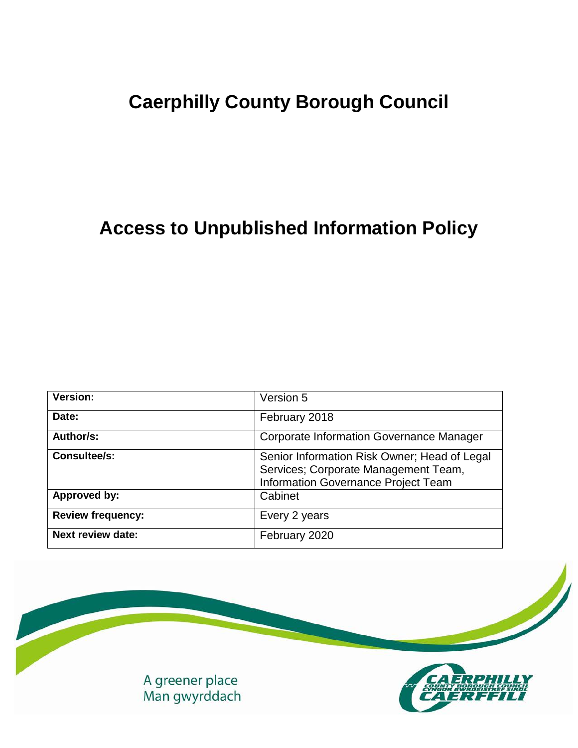# Caerphilly County Borough Council

# Access to Unpublished Information Policy

| Version: | Version 5 |
|---|---|
| Date: | February 2018 |
| Author/s: | Corporate Information Governance Manager |
| Consultee/s: | Senior Information Risk Owner; Head of Legal Services; Corporate Management Team, Information Governance Project Team |
| Approved by: | Cabinet |
| Review frequency: | Every 2 years |
| Next review date: | February 2020 |

A greener place
Man gwyrddach

CAERPHILLY
COUNTY BOROUGH COUNCIL
CYNGOR BWRDEISTREF SIROL
CAERFFILI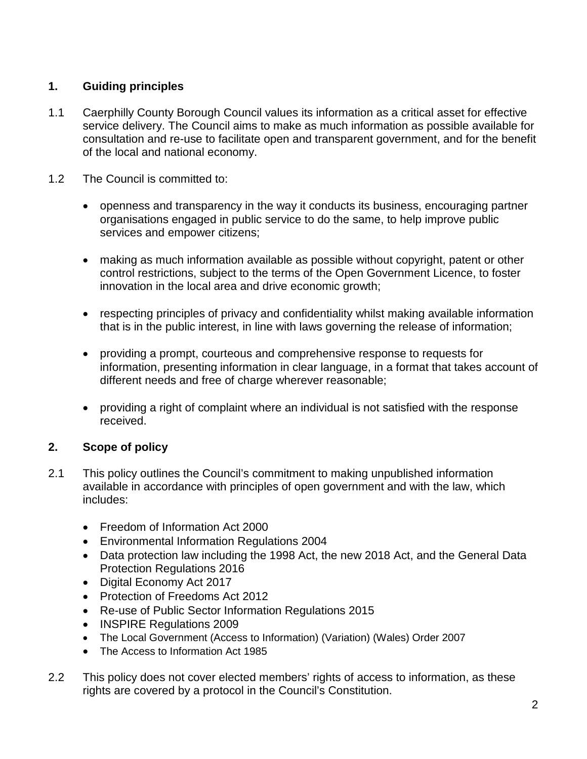## 1. Guiding principles

1.1 Caerphilly County Borough Council values its information as a critical asset for effective service delivery. The Council aims to make as much information as possible available for consultation and re-use to facilitate open and transparent government, and for the benefit of the local and national economy.

1.2 The Council is committed to:

- openness and transparency in the way it conducts its business, encouraging partner organisations engaged in public service to do the same, to help improve public services and empower citizens;
- making as much information available as possible without copyright, patent or other control restrictions, subject to the terms of the Open Government Licence, to foster innovation in the local area and drive economic growth;
- respecting principles of privacy and confidentiality whilst making available information that is in the public interest, in line with laws governing the release of information;
- providing a prompt, courteous and comprehensive response to requests for information, presenting information in clear language, in a format that takes account of different needs and free of charge wherever reasonable;
- providing a right of complaint where an individual is not satisfied with the response received.

## 2. Scope of policy

2.1 This policy outlines the Council's commitment to making unpublished information available in accordance with principles of open government and with the law, which includes:

- Freedom of Information Act 2000
- Environmental Information Regulations 2004
- Data protection law including the 1998 Act, the new 2018 Act, and the General Data Protection Regulations 2016
- Digital Economy Act 2017
- Protection of Freedoms Act 2012
- Re-use of Public Sector Information Regulations 2015
- INSPIRE Regulations 2009
- The Local Government (Access to Information) (Variation) (Wales) Order 2007
- The Access to Information Act 1985

2.2 This policy does not cover elected members' rights of access to information, as these rights are covered by a protocol in the Council's Constitution.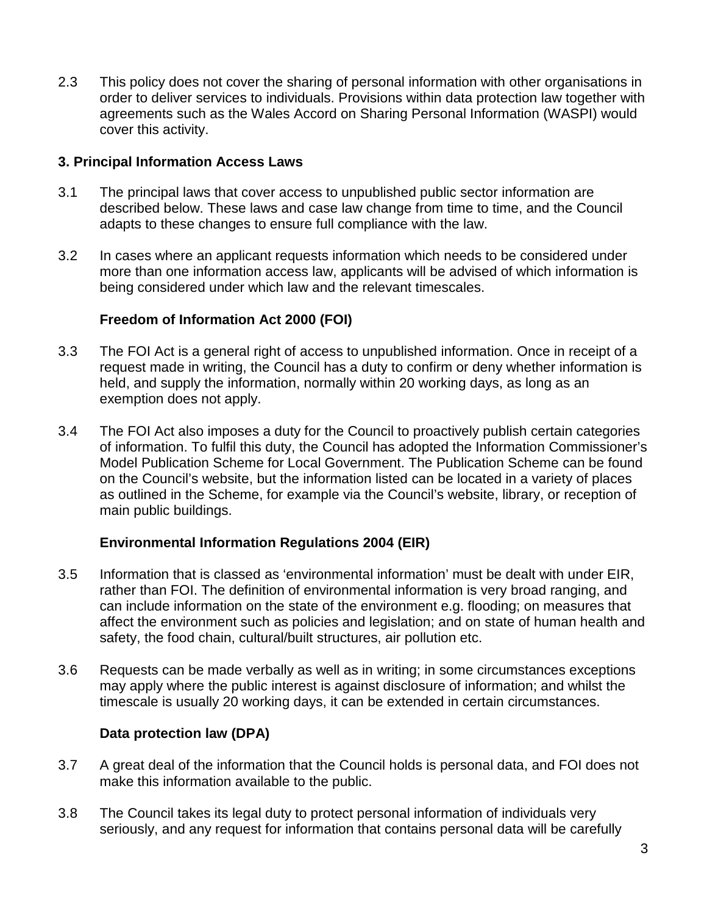2.3 This policy does not cover the sharing of personal information with other organisations in order to deliver services to individuals. Provisions within data protection law together with agreements such as the Wales Accord on Sharing Personal Information (WASPI) would cover this activity.

## 3. Principal Information Access Laws

3.1 The principal laws that cover access to unpublished public sector information are described below. These laws and case law change from time to time, and the Council adapts to these changes to ensure full compliance with the law.

3.2 In cases where an applicant requests information which needs to be considered under more than one information access law, applicants will be advised of which information is being considered under which law and the relevant timescales.

### Freedom of Information Act 2000 (FOI)

3.3 The FOI Act is a general right of access to unpublished information. Once in receipt of a request made in writing, the Council has a duty to confirm or deny whether information is held, and supply the information, normally within 20 working days, as long as an exemption does not apply.

3.4 The FOI Act also imposes a duty for the Council to proactively publish certain categories of information. To fulfil this duty, the Council has adopted the Information Commissioner's Model Publication Scheme for Local Government. The Publication Scheme can be found on the Council's website, but the information listed can be located in a variety of places as outlined in the Scheme, for example via the Council's website, library, or reception of main public buildings.

### Environmental Information Regulations 2004 (EIR)

3.5 Information that is classed as 'environmental information' must be dealt with under EIR, rather than FOI. The definition of environmental information is very broad ranging, and can include information on the state of the environment e.g. flooding; on measures that affect the environment such as policies and legislation; and on state of human health and safety, the food chain, cultural/built structures, air pollution etc.

3.6 Requests can be made verbally as well as in writing; in some circumstances exceptions may apply where the public interest is against disclosure of information; and whilst the timescale is usually 20 working days, it can be extended in certain circumstances.

### Data protection law (DPA)

3.7 A great deal of the information that the Council holds is personal data, and FOI does not make this information available to the public.

3.8 The Council takes its legal duty to protect personal information of individuals very seriously, and any request for information that contains personal data will be carefully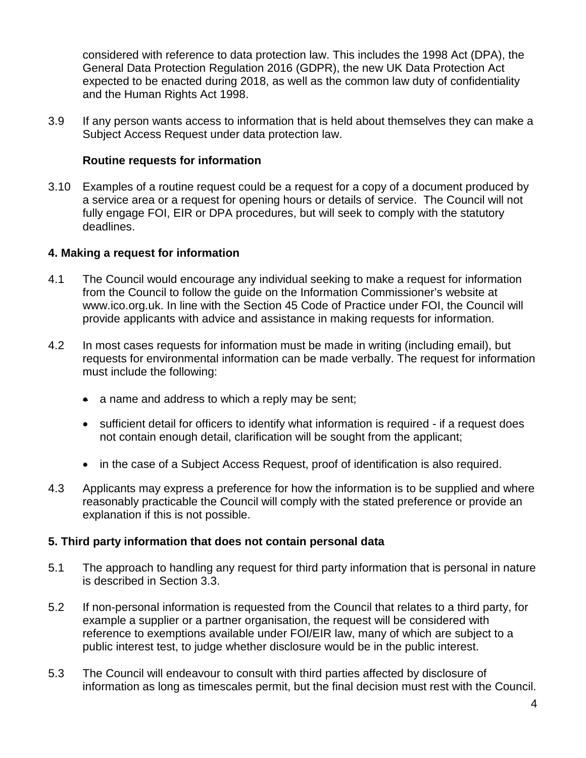considered with reference to data protection law. This includes the 1998 Act (DPA), the General Data Protection Regulation 2016 (GDPR), the new UK Data Protection Act expected to be enacted during 2018, as well as the common law duty of confidentiality and the Human Rights Act 1998.

3.9 If any person wants access to information that is held about themselves they can make a Subject Access Request under data protection law.

**Routine requests for information**

3.10 Examples of a routine request could be a request for a copy of a document produced by a service area or a request for opening hours or details of service. The Council will not fully engage FOI, EIR or DPA procedures, but will seek to comply with the statutory deadlines.

## 4. Making a request for information

4.1 The Council would encourage any individual seeking to make a request for information from the Council to follow the guide on the Information Commissioner's website at www.ico.org.uk. In line with the Section 45 Code of Practice under FOI, the Council will provide applicants with advice and assistance in making requests for information.

4.2 In most cases requests for information must be made in writing (including email), but requests for environmental information can be made verbally. The request for information must include the following:

- a name and address to which a reply may be sent;
- sufficient detail for officers to identify what information is required - if a request does not contain enough detail, clarification will be sought from the applicant;
- in the case of a Subject Access Request, proof of identification is also required.

4.3 Applicants may express a preference for how the information is to be supplied and where reasonably practicable the Council will comply with the stated preference or provide an explanation if this is not possible.

## 5. Third party information that does not contain personal data

5.1 The approach to handling any request for third party information that is personal in nature is described in Section 3.3.

5.2 If non-personal information is requested from the Council that relates to a third party, for example a supplier or a partner organisation, the request will be considered with reference to exemptions available under FOI/EIR law, many of which are subject to a public interest test, to judge whether disclosure would be in the public interest.

5.3 The Council will endeavour to consult with third parties affected by disclosure of information as long as timescales permit, but the final decision must rest with the Council.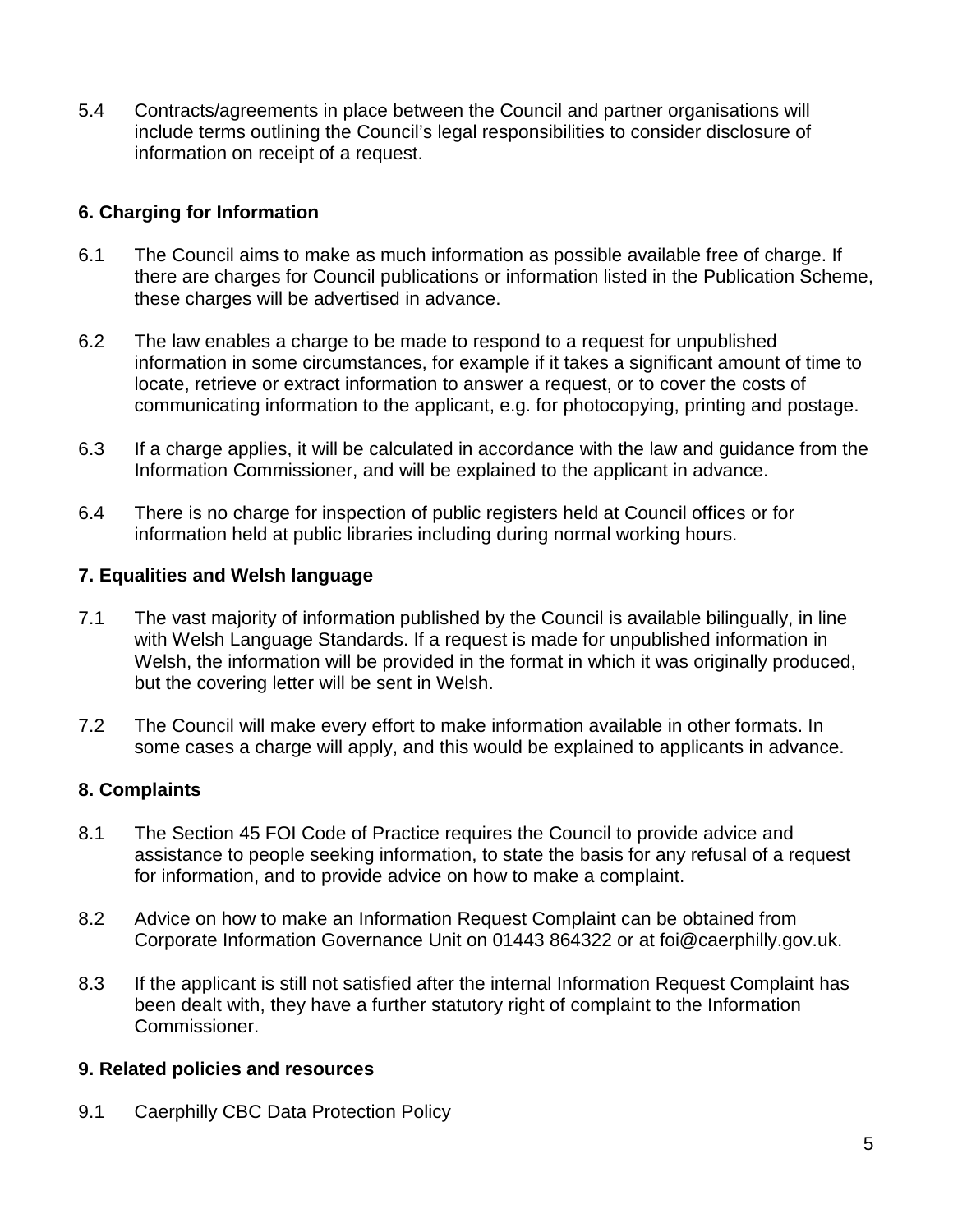5.4 Contracts/agreements in place between the Council and partner organisations will include terms outlining the Council's legal responsibilities to consider disclosure of information on receipt of a request.

## 6. Charging for Information

6.1 The Council aims to make as much information as possible available free of charge. If there are charges for Council publications or information listed in the Publication Scheme, these charges will be advertised in advance.

6.2 The law enables a charge to be made to respond to a request for unpublished information in some circumstances, for example if it takes a significant amount of time to locate, retrieve or extract information to answer a request, or to cover the costs of communicating information to the applicant, e.g. for photocopying, printing and postage.

6.3 If a charge applies, it will be calculated in accordance with the law and guidance from the Information Commissioner, and will be explained to the applicant in advance.

6.4 There is no charge for inspection of public registers held at Council offices or for information held at public libraries including during normal working hours.

## 7. Equalities and Welsh language

7.1 The vast majority of information published by the Council is available bilingually, in line with Welsh Language Standards. If a request is made for unpublished information in Welsh, the information will be provided in the format in which it was originally produced, but the covering letter will be sent in Welsh.

7.2 The Council will make every effort to make information available in other formats. In some cases a charge will apply, and this would be explained to applicants in advance.

## 8. Complaints

8.1 The Section 45 FOI Code of Practice requires the Council to provide advice and assistance to people seeking information, to state the basis for any refusal of a request for information, and to provide advice on how to make a complaint.

8.2 Advice on how to make an Information Request Complaint can be obtained from Corporate Information Governance Unit on 01443 864322 or at foi@caerphilly.gov.uk.

8.3 If the applicant is still not satisfied after the internal Information Request Complaint has been dealt with, they have a further statutory right of complaint to the Information Commissioner.

## 9. Related policies and resources

9.1 Caerphilly CBC Data Protection Policy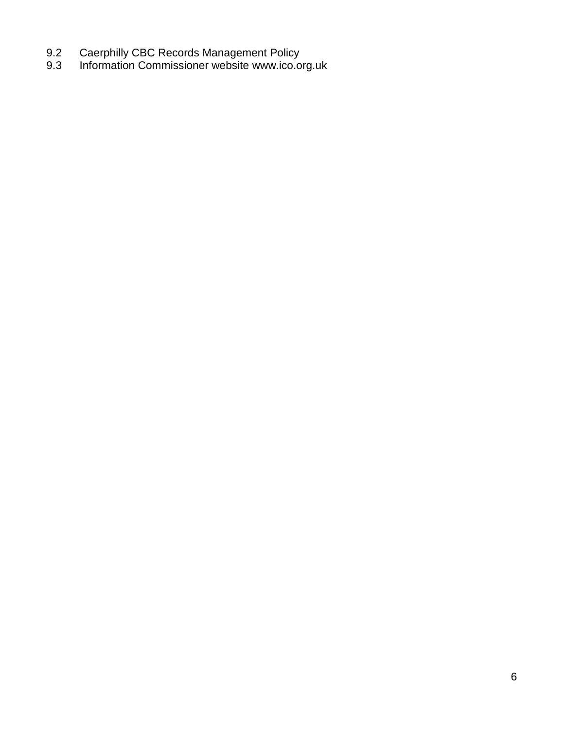9.2 Caerphilly CBC Records Management Policy
9.3 Information Commissioner website www.ico.org.uk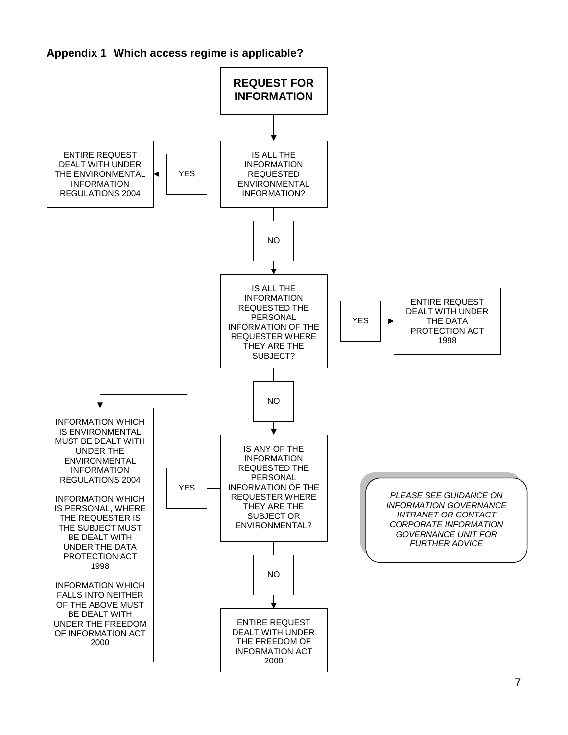## Appendix 1 Which access regime is applicable?

REQUEST FOR INFORMATION

IS ALL THE INFORMATION REQUESTED ENVIRONMENTAL INFORMATION?

YES

ENTIRE REQUEST DEALT WITH UNDER THE ENVIRONMENTAL INFORMATION REGULATIONS 2004

NO

IS ALL THE INFORMATION REQUESTED THE PERSONAL INFORMATION OF THE REQUESTER WHERE THEY ARE THE SUBJECT?

YES

ENTIRE REQUEST DEALT WITH UNDER THE DATA PROTECTION ACT 1998

NO

IS ANY OF THE INFORMATION REQUESTED THE PERSONAL INFORMATION OF THE REQUESTER WHERE THEY ARE THE SUBJECT OR ENVIRONMENTAL?

YES

INFORMATION WHICH IS ENVIRONMENTAL MUST BE DEALT WITH UNDER THE ENVIRONMENTAL INFORMATION REGULATIONS 2004

INFORMATION WHICH IS PERSONAL, WHERE THE REQUESTER IS THE SUBJECT MUST BE DEALT WITH UNDER THE DATA PROTECTION ACT 1998

INFORMATION WHICH FALLS INTO NEITHER OF THE ABOVE MUST BE DEALT WITH UNDER THE FREEDOM OF INFORMATION ACT 2000

NO

ENTIRE REQUEST DEALT WITH UNDER THE FREEDOM OF INFORMATION ACT 2000

*PLEASE SEE GUIDANCE ON INFORMATION GOVERNANCE INTRANET OR CONTACT CORPORATE INFORMATION GOVERNANCE UNIT FOR FURTHER ADVICE*